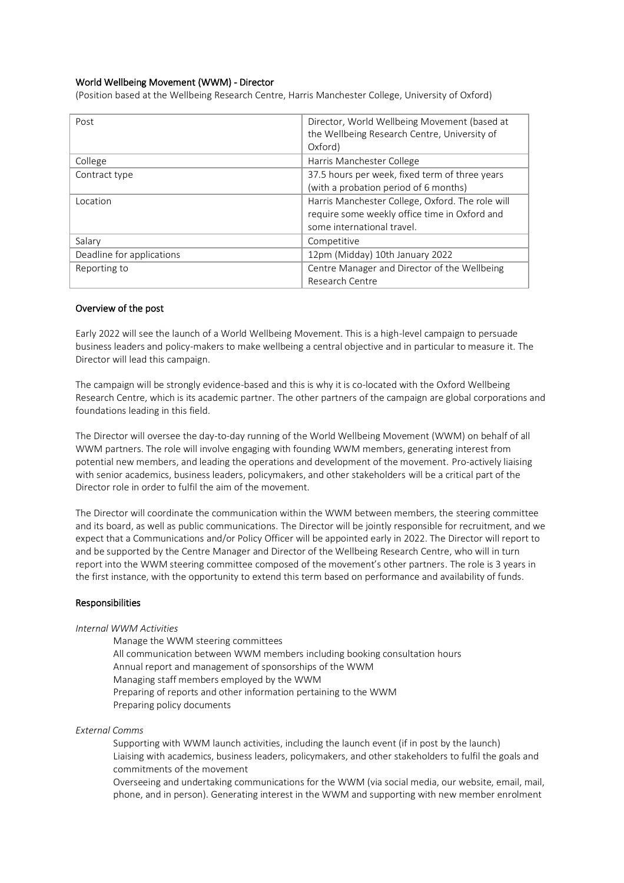## World Wellbeing Movement (WWM) - Director

(Position based at the Wellbeing Research Centre, Harris Manchester College, University of Oxford)

| Post | Director, World Wellbeing Movement (based at the Wellbeing Research Centre, University of Oxford) |
|---|---|
| College | Harris Manchester College |
| Contract type | 37.5 hours per week, fixed term of three years (with a probation period of 6 months) |
| Location | Harris Manchester College, Oxford. The role will require some weekly office time in Oxford and some international travel. |
| Salary | Competitive |
| Deadline for applications | 12pm (Midday) 10th January 2022 |
| Reporting to | Centre Manager and Director of the Wellbeing Research Centre |

### Overview of the post

Early 2022 will see the launch of a World Wellbeing Movement. This is a high-level campaign to persuade business leaders and policy-makers to make wellbeing a central objective and in particular to measure it. The Director will lead this campaign.

The campaign will be strongly evidence-based and this is why it is co-located with the Oxford Wellbeing Research Centre, which is its academic partner. The other partners of the campaign are global corporations and foundations leading in this field.

The Director will oversee the day-to-day running of the World Wellbeing Movement (WWM) on behalf of all WWM partners. The role will involve engaging with founding WWM members, generating interest from potential new members, and leading the operations and development of the movement. Pro-actively liaising with senior academics, business leaders, policymakers, and other stakeholders will be a critical part of the Director role in order to fulfil the aim of the movement.

The Director will coordinate the communication within the WWM between members, the steering committee and its board, as well as public communications. The Director will be jointly responsible for recruitment, and we expect that a Communications and/or Policy Officer will be appointed early in 2022. The Director will report to and be supported by the Centre Manager and Director of the Wellbeing Research Centre, who will in turn report into the WWM steering committee composed of the movement's other partners. The role is 3 years in the first instance, with the opportunity to extend this term based on performance and availability of funds.

### Responsibilities

*Internal WWM Activities*

- Manage the WWM steering committees
- All communication between WWM members including booking consultation hours
- Annual report and management of sponsorships of the WWM
- Managing staff members employed by the WWM
- Preparing of reports and other information pertaining to the WWM
- Preparing policy documents

*External Comms*

- Supporting with WWM launch activities, including the launch event (if in post by the launch)
- Liaising with academics, business leaders, policymakers, and other stakeholders to fulfil the goals and commitments of the movement
- Overseeing and undertaking communications for the WWM (via social media, our website, email, mail, phone, and in person). Generating interest in the WWM and supporting with new member enrolment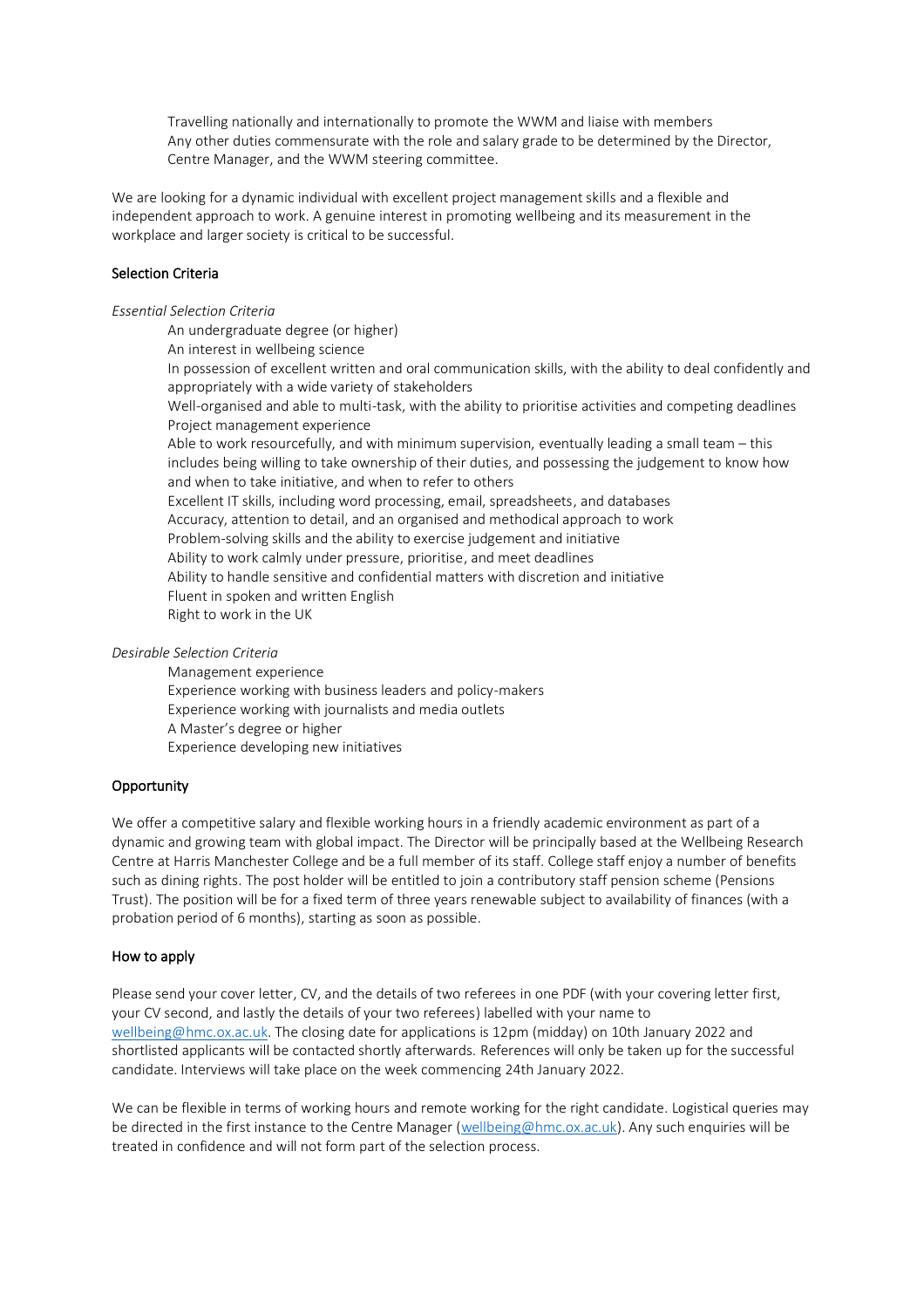- Travelling nationally and internationally to promote the WWM and liaise with members
- Any other duties commensurate with the role and salary grade to be determined by the Director, Centre Manager, and the WWM steering committee.

We are looking for a dynamic individual with excellent project management skills and a flexible and independent approach to work. A genuine interest in promoting wellbeing and its measurement in the workplace and larger society is critical to be successful.

## Selection Criteria

*Essential Selection Criteria*

- An undergraduate degree (or higher)
- An interest in wellbeing science
- In possession of excellent written and oral communication skills, with the ability to deal confidently and appropriately with a wide variety of stakeholders
- Well-organised and able to multi-task, with the ability to prioritise activities and competing deadlines
- Project management experience
- Able to work resourcefully, and with minimum supervision, eventually leading a small team – this includes being willing to take ownership of their duties, and possessing the judgement to know how and when to take initiative, and when to refer to others
- Excellent IT skills, including word processing, email, spreadsheets, and databases
- Accuracy, attention to detail, and an organised and methodical approach to work
- Problem-solving skills and the ability to exercise judgement and initiative
- Ability to work calmly under pressure, prioritise, and meet deadlines
- Ability to handle sensitive and confidential matters with discretion and initiative
- Fluent in spoken and written English
- Right to work in the UK

*Desirable Selection Criteria*

- Management experience
- Experience working with business leaders and policy-makers
- Experience working with journalists and media outlets
- A Master's degree or higher
- Experience developing new initiatives

## Opportunity

We offer a competitive salary and flexible working hours in a friendly academic environment as part of a dynamic and growing team with global impact. The Director will be principally based at the Wellbeing Research Centre at Harris Manchester College and be a full member of its staff. College staff enjoy a number of benefits such as dining rights. The post holder will be entitled to join a contributory staff pension scheme (Pensions Trust). The position will be for a fixed term of three years renewable subject to availability of finances (with a probation period of 6 months), starting as soon as possible.

## How to apply

Please send your cover letter, CV, and the details of two referees in one PDF (with your covering letter first, your CV second, and lastly the details of your two referees) labelled with your name to wellbeing@hmc.ox.ac.uk. The closing date for applications is 12pm (midday) on 10th January 2022 and shortlisted applicants will be contacted shortly afterwards. References will only be taken up for the successful candidate. Interviews will take place on the week commencing 24th January 2022.

We can be flexible in terms of working hours and remote working for the right candidate. Logistical queries may be directed in the first instance to the Centre Manager (wellbeing@hmc.ox.ac.uk). Any such enquiries will be treated in confidence and will not form part of the selection process.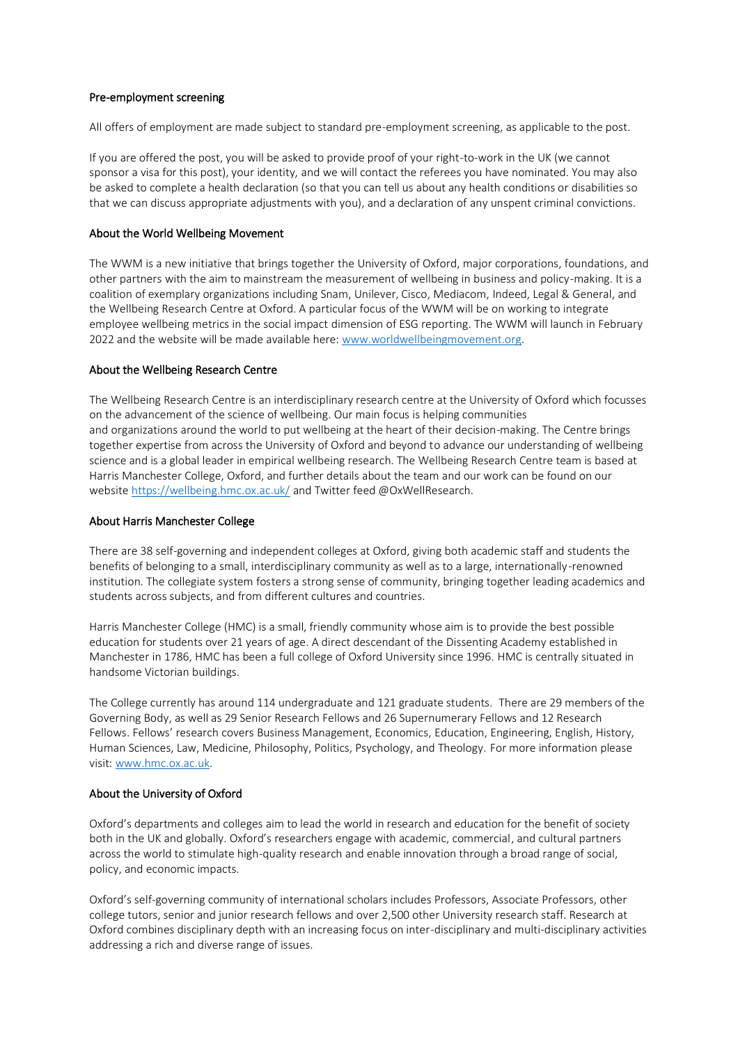## Pre-employment screening

All offers of employment are made subject to standard pre-employment screening, as applicable to the post.

If you are offered the post, you will be asked to provide proof of your right-to-work in the UK (we cannot sponsor a visa for this post), your identity, and we will contact the referees you have nominated. You may also be asked to complete a health declaration (so that you can tell us about any health conditions or disabilities so that we can discuss appropriate adjustments with you), and a declaration of any unspent criminal convictions.

## About the World Wellbeing Movement

The WWM is a new initiative that brings together the University of Oxford, major corporations, foundations, and other partners with the aim to mainstream the measurement of wellbeing in business and policy-making. It is a coalition of exemplary organizations including Snam, Unilever, Cisco, Mediacom, Indeed, Legal & General, and the Wellbeing Research Centre at Oxford. A particular focus of the WWM will be on working to integrate employee wellbeing metrics in the social impact dimension of ESG reporting. The WWM will launch in February 2022 and the website will be made available here: [www.worldwellbeingmovement.org](http://www.worldwellbeingmovement.org).

## About the Wellbeing Research Centre

The Wellbeing Research Centre is an interdisciplinary research centre at the University of Oxford which focusses on the advancement of the science of wellbeing. Our main focus is helping communities and organizations around the world to put wellbeing at the heart of their decision-making. The Centre brings together expertise from across the University of Oxford and beyond to advance our understanding of wellbeing science and is a global leader in empirical wellbeing research. The Wellbeing Research Centre team is based at Harris Manchester College, Oxford, and further details about the team and our work can be found on our website [https://wellbeing.hmc.ox.ac.uk/](https://wellbeing.hmc.ox.ac.uk/) and Twitter feed @OxWellResearch.

## About Harris Manchester College

There are 38 self-governing and independent colleges at Oxford, giving both academic staff and students the benefits of belonging to a small, interdisciplinary community as well as to a large, internationally-renowned institution. The collegiate system fosters a strong sense of community, bringing together leading academics and students across subjects, and from different cultures and countries.

Harris Manchester College (HMC) is a small, friendly community whose aim is to provide the best possible education for students over 21 years of age. A direct descendant of the Dissenting Academy established in Manchester in 1786, HMC has been a full college of Oxford University since 1996. HMC is centrally situated in handsome Victorian buildings.

The College currently has around 114 undergraduate and 121 graduate students. There are 29 members of the Governing Body, as well as 29 Senior Research Fellows and 26 Supernumerary Fellows and 12 Research Fellows. Fellows' research covers Business Management, Economics, Education, Engineering, English, History, Human Sciences, Law, Medicine, Philosophy, Politics, Psychology, and Theology. For more information please visit: [www.hmc.ox.ac.uk](http://www.hmc.ox.ac.uk).

## About the University of Oxford

Oxford's departments and colleges aim to lead the world in research and education for the benefit of society both in the UK and globally. Oxford's researchers engage with academic, commercial, and cultural partners across the world to stimulate high-quality research and enable innovation through a broad range of social, policy, and economic impacts.

Oxford's self-governing community of international scholars includes Professors, Associate Professors, other college tutors, senior and junior research fellows and over 2,500 other University research staff. Research at Oxford combines disciplinary depth with an increasing focus on inter-disciplinary and multi-disciplinary activities addressing a rich and diverse range of issues.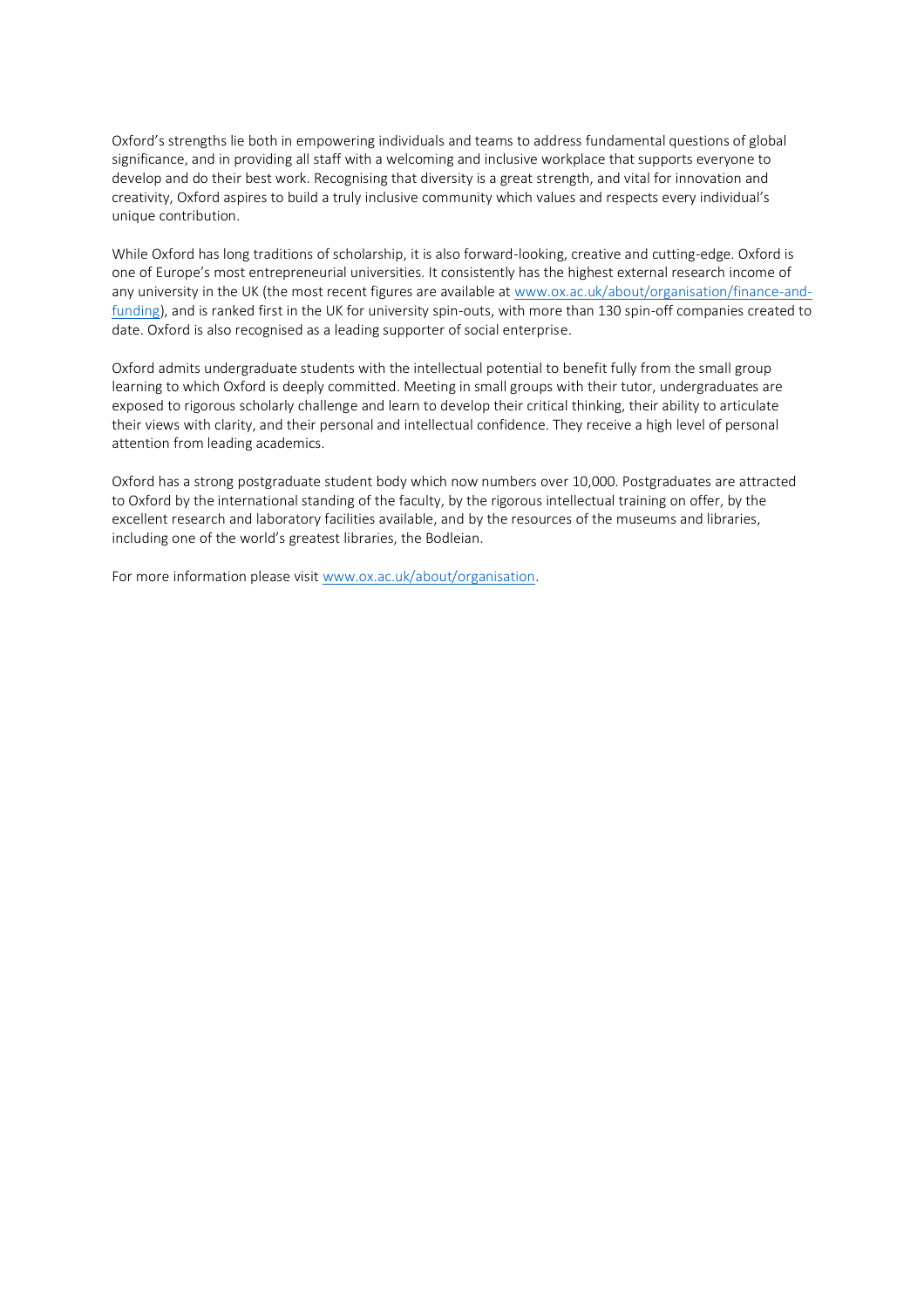Oxford's strengths lie both in empowering individuals and teams to address fundamental questions of global significance, and in providing all staff with a welcoming and inclusive workplace that supports everyone to develop and do their best work. Recognising that diversity is a great strength, and vital for innovation and creativity, Oxford aspires to build a truly inclusive community which values and respects every individual's unique contribution.

While Oxford has long traditions of scholarship, it is also forward-looking, creative and cutting-edge. Oxford is one of Europe's most entrepreneurial universities. It consistently has the highest external research income of any university in the UK (the most recent figures are available at [www.ox.ac.uk/about/organisation/finance-and-funding](www.ox.ac.uk/about/organisation/finance-and-funding)), and is ranked first in the UK for university spin-outs, with more than 130 spin-off companies created to date. Oxford is also recognised as a leading supporter of social enterprise.

Oxford admits undergraduate students with the intellectual potential to benefit fully from the small group learning to which Oxford is deeply committed. Meeting in small groups with their tutor, undergraduates are exposed to rigorous scholarly challenge and learn to develop their critical thinking, their ability to articulate their views with clarity, and their personal and intellectual confidence. They receive a high level of personal attention from leading academics.

Oxford has a strong postgraduate student body which now numbers over 10,000. Postgraduates are attracted to Oxford by the international standing of the faculty, by the rigorous intellectual training on offer, by the excellent research and laboratory facilities available, and by the resources of the museums and libraries, including one of the world's greatest libraries, the Bodleian.

For more information please visit [www.ox.ac.uk/about/organisation](www.ox.ac.uk/about/organisation).